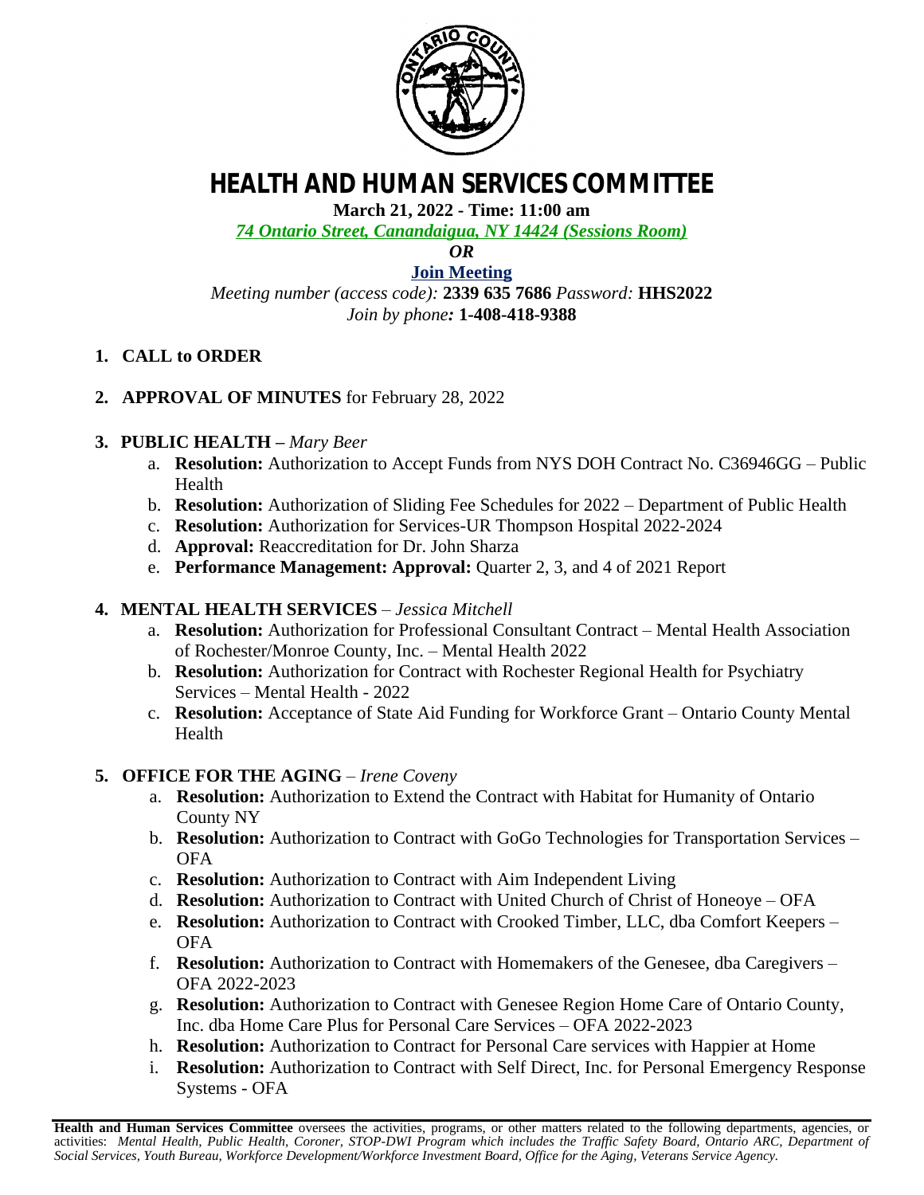# HEALTH AND HUMAN SERVICES COMMITTEE

**March 21, 2022 - Time: 11:00 am**

*74 Ontario Street, Canandaigua, NY 14424 (Sessions Room)*

*OR*

**Join Meeting**

*Meeting number (access code):* **2339 635 7686** *Password:* **HHS2022**

*Join by phone:* **1-408-418-9388**

1. **CALL to ORDER**

2. **APPROVAL OF MINUTES** for February 28, 2022

3. **PUBLIC HEALTH –** *Mary Beer*
   a. **Resolution:** Authorization to Accept Funds from NYS DOH Contract No. C36946GG – Public Health
   b. **Resolution:** Authorization of Sliding Fee Schedules for 2022 – Department of Public Health
   c. **Resolution:** Authorization for Services-UR Thompson Hospital 2022-2024
   d. **Approval:** Reaccreditation for Dr. John Sharza
   e. **Performance Management: Approval:** Quarter 2, 3, and 4 of 2021 Report

4. **MENTAL HEALTH SERVICES** – *Jessica Mitchell*
   a. **Resolution:** Authorization for Professional Consultant Contract – Mental Health Association of Rochester/Monroe County, Inc. – Mental Health 2022
   b. **Resolution:** Authorization for Contract with Rochester Regional Health for Psychiatry Services – Mental Health - 2022
   c. **Resolution:** Acceptance of State Aid Funding for Workforce Grant – Ontario County Mental Health

5. **OFFICE FOR THE AGING** – *Irene Coveny*
   a. **Resolution:** Authorization to Extend the Contract with Habitat for Humanity of Ontario County NY
   b. **Resolution:** Authorization to Contract with GoGo Technologies for Transportation Services – OFA
   c. **Resolution:** Authorization to Contract with Aim Independent Living
   d. **Resolution:** Authorization to Contract with United Church of Christ of Honeoye – OFA
   e. **Resolution:** Authorization to Contract with Crooked Timber, LLC, dba Comfort Keepers – OFA
   f. **Resolution:** Authorization to Contract with Homemakers of the Genesee, dba Caregivers – OFA 2022-2023
   g. **Resolution:** Authorization to Contract with Genesee Region Home Care of Ontario County, Inc. dba Home Care Plus for Personal Care Services – OFA 2022-2023
   h. **Resolution:** Authorization to Contract for Personal Care services with Happier at Home
   i. **Resolution:** Authorization to Contract with Self Direct, Inc. for Personal Emergency Response Systems - OFA

**Health and Human Services Committee** oversees the activities, programs, or other matters related to the following departments, agencies, or activities: *Mental Health, Public Health, Coroner, STOP-DWI Program which includes the Traffic Safety Board, Ontario ARC, Department of Social Services, Youth Bureau, Workforce Development/Workforce Investment Board, Office for the Aging, Veterans Service Agency.*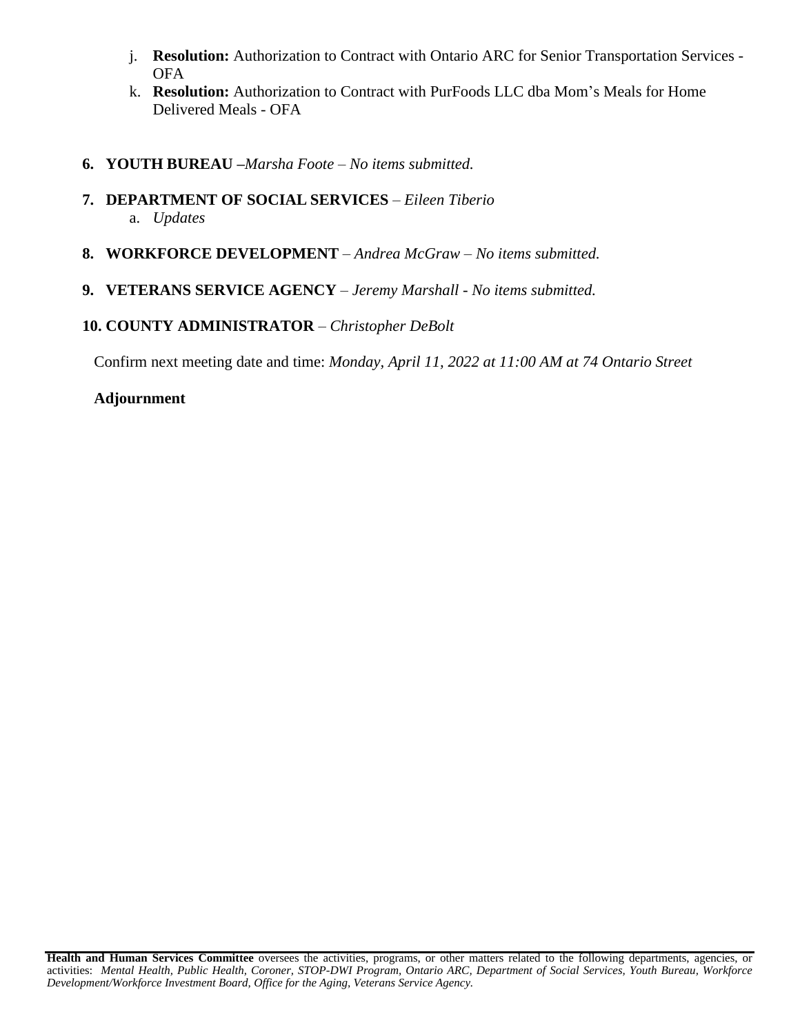j. **Resolution:** Authorization to Contract with Ontario ARC for Senior Transportation Services - OFA

k. **Resolution:** Authorization to Contract with PurFoods LLC dba Mom's Meals for Home Delivered Meals - OFA

**6. YOUTH BUREAU –***Marsha Foote – No items submitted.*

**7. DEPARTMENT OF SOCIAL SERVICES** – *Eileen Tiberio*

a. *Updates*

**8. WORKFORCE DEVELOPMENT** – *Andrea McGraw – No items submitted.*

**9. VETERANS SERVICE AGENCY** – *Jeremy Marshall - No items submitted.*

**10. COUNTY ADMINISTRATOR** – *Christopher DeBolt*

Confirm next meeting date and time: *Monday, April 11, 2022 at 11:00 AM at 74 Ontario Street*

**Adjournment**

**Health and Human Services Committee** oversees the activities, programs, or other matters related to the following departments, agencies, or activities: *Mental Health, Public Health, Coroner, STOP-DWI Program, Ontario ARC, Department of Social Services, Youth Bureau, Workforce Development/Workforce Investment Board, Office for the Aging, Veterans Service Agency.*